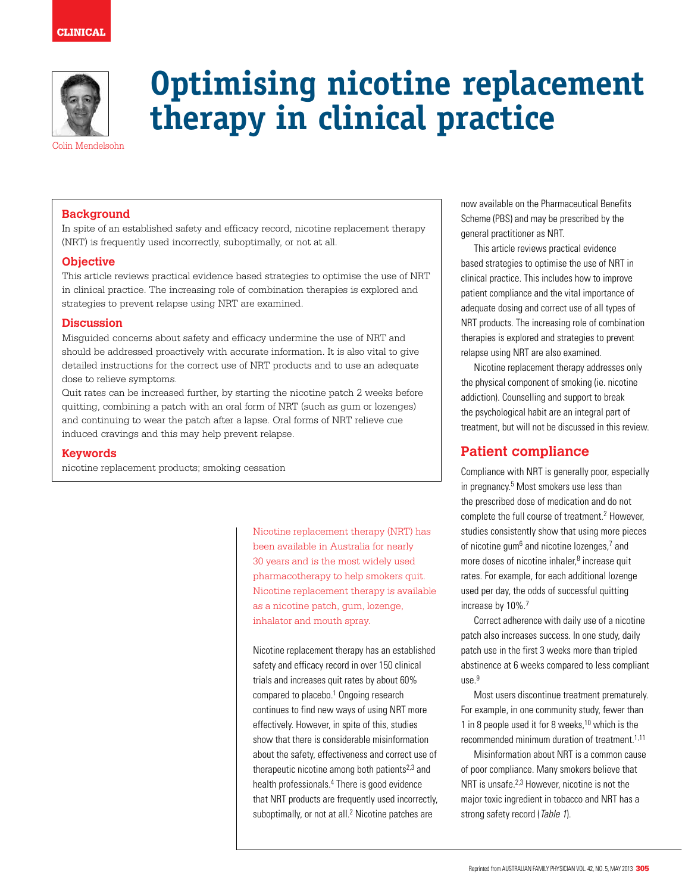CLINICAL

# Optimising nicotine replacement therapy in clinical practice

Colin Mendelsohn

### Background

In spite of an established safety and efficacy record, nicotine replacement therapy (NRT) is frequently used incorrectly, suboptimally, or not at all.

### Objective

This article reviews practical evidence based strategies to optimise the use of NRT in clinical practice. The increasing role of combination therapies is explored and strategies to prevent relapse using NRT are examined.

### Discussion

Misguided concerns about safety and efficacy undermine the use of NRT and should be addressed proactively with accurate information. It is also vital to give detailed instructions for the correct use of NRT products and to use an adequate dose to relieve symptoms.

Quit rates can be increased further, by starting the nicotine patch 2 weeks before quitting, combining a patch with an oral form of NRT (such as gum or lozenges) and continuing to wear the patch after a lapse. Oral forms of NRT relieve cue induced cravings and this may help prevent relapse.

### Keywords

nicotine replacement products; smoking cessation

Nicotine replacement therapy (NRT) has been available in Australia for nearly 30 years and is the most widely used pharmacotherapy to help smokers quit. Nicotine replacement therapy is available as a nicotine patch, gum, lozenge, inhalator and mouth spray.

Nicotine replacement therapy has an established safety and efficacy record in over 150 clinical trials and increases quit rates by about 60% compared to placebo.[1] Ongoing research continues to find new ways of using NRT more effectively. However, in spite of this, studies show that there is considerable misinformation about the safety, effectiveness and correct use of therapeutic nicotine among both patients[2,3] and health professionals.[4] There is good evidence that NRT products are frequently used incorrectly, suboptimally, or not at all.[2] Nicotine patches are now available on the Pharmaceutical Benefits Scheme (PBS) and may be prescribed by the general practitioner as NRT.

This article reviews practical evidence based strategies to optimise the use of NRT in clinical practice. This includes how to improve patient compliance and the vital importance of adequate dosing and correct use of all types of NRT products. The increasing role of combination therapies is explored and strategies to prevent relapse using NRT are also examined.

Nicotine replacement therapy addresses only the physical component of smoking (ie. nicotine addiction). Counselling and support to break the psychological habit are an integral part of treatment, but will not be discussed in this review.

## Patient compliance

Compliance with NRT is generally poor, especially in pregnancy.[5] Most smokers use less than the prescribed dose of medication and do not complete the full course of treatment.[2] However, studies consistently show that using more pieces of nicotine gum[6] and nicotine lozenges,[7] and more doses of nicotine inhaler,[8] increase quit rates. For example, for each additional lozenge used per day, the odds of successful quitting increase by 10%.[7]

Correct adherence with daily use of a nicotine patch also increases success. In one study, daily patch use in the first 3 weeks more than tripled abstinence at 6 weeks compared to less compliant use.[9]

Most users discontinue treatment prematurely. For example, in one community study, fewer than 1 in 8 people used it for 8 weeks,[10] which is the recommended minimum duration of treatment.[1,11]

Misinformation about NRT is a common cause of poor compliance. Many smokers believe that NRT is unsafe.[2,3] However, nicotine is not the major toxic ingredient in tobacco and NRT has a strong safety record (*Table 1*).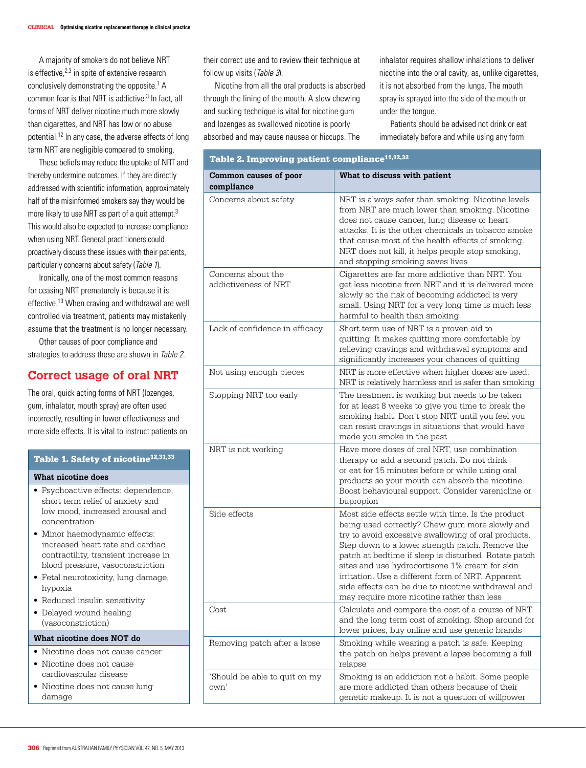A majority of smokers do not believe NRT is effective,[2,3] in spite of extensive research conclusively demonstrating the opposite.[1] A common fear is that NRT is addictive.[3] In fact, all forms of NRT deliver nicotine much more slowly than cigarettes, and NRT has low or no abuse potential.[12] In any case, the adverse effects of long term NRT are negligible compared to smoking.

These beliefs may reduce the uptake of NRT and thereby undermine outcomes. If they are directly addressed with scientific information, approximately half of the misinformed smokers say they would be more likely to use NRT as part of a quit attempt.[3] This would also be expected to increase compliance when using NRT. General practitioners could proactively discuss these issues with their patients, particularly concerns about safety (*Table 1*).

Ironically, one of the most common reasons for ceasing NRT prematurely is because it is effective.[13] When craving and withdrawal are well controlled via treatment, patients may mistakenly assume that the treatment is no longer necessary.

Other causes of poor compliance and strategies to address these are shown in *Table 2*.

**Table 1. Safety of nicotine[12,31,33]**

| What nicotine does |
|---|
| • Psychoactive effects: dependence, short term relief of anxiety and low mood, increased arousal and concentration |
| • Minor haemodynamic effects: increased heart rate and cardiac contractility, transient increase in blood pressure, vasoconstriction |
| • Fetal neurotoxicity, lung damage, hypoxia |
| • Reduced insulin sensitivity |
| • Delayed wound healing (vasoconstriction) |
| **What nicotine does NOT do** |
| • Nicotine does not cause cancer |
| • Nicotine does not cause cardiovascular disease |
| • Nicotine does not cause lung damage |

## Correct usage of oral NRT

The oral, quick acting forms of NRT (lozenges, gum, inhalator, mouth spray) are often used incorrectly, resulting in lower effectiveness and more side effects. It is vital to instruct patients on their correct use and to review their technique at follow up visits (*Table 3*).

Nicotine from all the oral products is absorbed through the lining of the mouth. A slow chewing and sucking technique is vital for nicotine gum and lozenges as swallowed nicotine is poorly absorbed and may cause nausea or hiccups. The inhalator requires shallow inhalations to deliver nicotine into the oral cavity, as, unlike cigarettes, it is not absorbed from the lungs. The mouth spray is sprayed into the side of the mouth or under the tongue.

Patients should be advised not drink or eat immediately before and while using any form

**Table 2. Improving patient compliance[11,12,32]**

| Common causes of poor compliance | What to discuss with patient |
|---|---|
| Concerns about safety | NRT is always safer than smoking. Nicotine levels from NRT are much lower than smoking. Nicotine does not cause cancer, lung disease or heart attacks. It is the other chemicals in tobacco smoke that cause most of the health effects of smoking. NRT does not kill, it helps people stop smoking, and stopping smoking saves lives |
| Concerns about the addictiveness of NRT | Cigarettes are far more addictive than NRT. You get less nicotine from NRT and it is delivered more slowly so the risk of becoming addicted is very small. Using NRT for a very long time is much less harmful to health than smoking |
| Lack of confidence in efficacy | Short term use of NRT is a proven aid to quitting. It makes quitting more comfortable by relieving cravings and withdrawal symptoms and significantly increases your chances of quitting |
| Not using enough pieces | NRT is more effective when higher doses are used. NRT is relatively harmless and is safer than smoking |
| Stopping NRT too early | The treatment is working but needs to be taken for at least 8 weeks to give you time to break the smoking habit. Don't stop NRT until you feel you can resist cravings in situations that would have made you smoke in the past |
| NRT is not working | Have more doses of oral NRT, use combination therapy or add a second patch. Do not drink or eat for 15 minutes before or while using oral products so your mouth can absorb the nicotine. Boost behavioural support. Consider varenicline or bupropion |
| Side effects | Most side effects settle with time. Is the product being used correctly? Chew gum more slowly and try to avoid excessive swallowing of oral products. Step down to a lower strength patch. Remove the patch at bedtime if sleep is disturbed. Rotate patch sites and use hydrocortisone 1% cream for skin irritation. Use a different form of NRT. Apparent side effects can be due to nicotine withdrawal and may require more nicotine rather than less |
| Cost | Calculate and compare the cost of a course of NRT and the long term cost of smoking. Shop around for lower prices, buy online and use generic brands |
| Removing patch after a lapse | Smoking while wearing a patch is safe. Keeping the patch on helps prevent a lapse becoming a full relapse |
| 'Should be able to quit on my own' | Smoking is an addiction not a habit. Some people are more addicted than others because of their genetic makeup. It is not a question of willpower |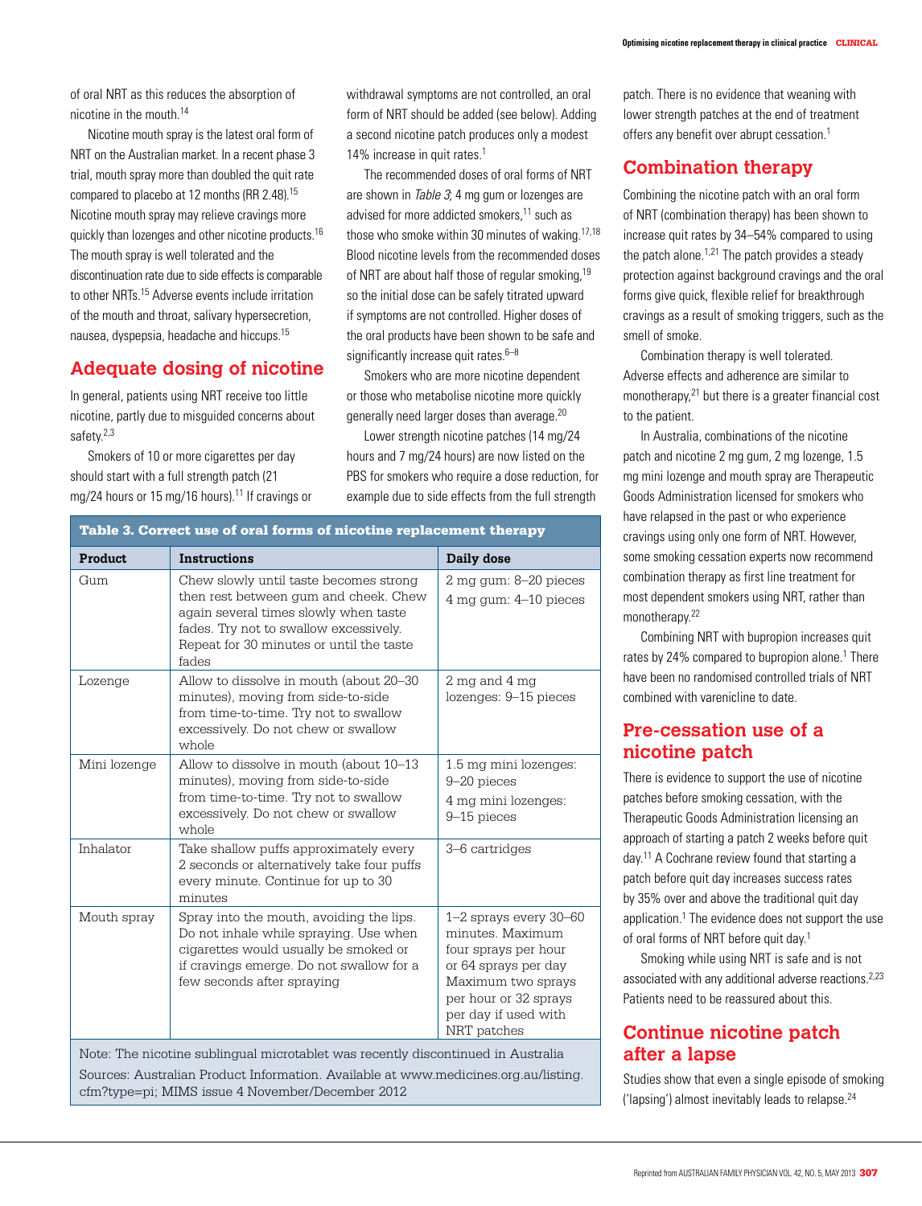of oral NRT as this reduces the absorption of nicotine in the mouth.[14]

Nicotine mouth spray is the latest oral form of NRT on the Australian market. In a recent phase 3 trial, mouth spray more than doubled the quit rate compared to placebo at 12 months (RR 2.48).[15] Nicotine mouth spray may relieve cravings more quickly than lozenges and other nicotine products.[16] The mouth spray is well tolerated and the discontinuation rate due to side effects is comparable to other NRTs.[15] Adverse events include irritation of the mouth and throat, salivary hypersecretion, nausea, dyspepsia, headache and hiccups.[15]

## Adequate dosing of nicotine

In general, patients using NRT receive too little nicotine, partly due to misguided concerns about safety.[2,3]

Smokers of 10 or more cigarettes per day should start with a full strength patch (21 mg/24 hours or 15 mg/16 hours).[11] If cravings or withdrawal symptoms are not controlled, an oral form of NRT should be added (see below). Adding a second nicotine patch produces only a modest 14% increase in quit rates.[1]

The recommended doses of oral forms of NRT are shown in *Table 3*; 4 mg gum or lozenges are advised for more addicted smokers,[11] such as those who smoke within 30 minutes of waking.[17,18] Blood nicotine levels from the recommended doses of NRT are about half those of regular smoking,[19] so the initial dose can be safely titrated upward if symptoms are not controlled. Higher doses of the oral products have been shown to be safe and significantly increase quit rates.[6–8]

Smokers who are more nicotine dependent or those who metabolise nicotine more quickly generally need larger doses than average.[20]

Lower strength nicotine patches (14 mg/24 hours and 7 mg/24 hours) are now listed on the PBS for smokers who require a dose reduction, for example due to side effects from the full strength patch. There is no evidence that weaning with lower strength patches at the end of treatment offers any benefit over abrupt cessation.[1]

**Table 3. Correct use of oral forms of nicotine replacement therapy**

| Product | Instructions | Daily dose |
|---|---|---|
| Gum | Chew slowly until taste becomes strong then rest between gum and cheek. Chew again several times slowly when taste fades. Try not to swallow excessively. Repeat for 30 minutes or until the taste fades | 2 mg gum: 8–20 pieces<br>4 mg gum: 4–10 pieces |
| Lozenge | Allow to dissolve in mouth (about 20–30 minutes), moving from side-to-side from time-to-time. Try not to swallow excessively. Do not chew or swallow whole | 2 mg and 4 mg lozenges: 9–15 pieces |
| Mini lozenge | Allow to dissolve in mouth (about 10–13 minutes), moving from side-to-side from time-to-time. Try not to swallow excessively. Do not chew or swallow whole | 1.5 mg mini lozenges: 9–20 pieces<br>4 mg mini lozenges: 9–15 pieces |
| Inhalator | Take shallow puffs approximately every 2 seconds or alternatively take four puffs every minute. Continue for up to 30 minutes | 3–6 cartridges |
| Mouth spray | Spray into the mouth, avoiding the lips. Do not inhale while spraying. Use when cigarettes would usually be smoked or if cravings emerge. Do not swallow for a few seconds after spraying | 1–2 sprays every 30–60 minutes. Maximum four sprays per hour or 64 sprays per day Maximum two sprays per hour or 32 sprays per day if used with NRT patches |

Note: The nicotine sublingual microtablet was recently discontinued in Australia

Sources: Australian Product Information. Available at www.medicines.org.au/listing.cfm?type=pi; MIMS issue 4 November/December 2012

## Combination therapy

Combining the nicotine patch with an oral form of NRT (combination therapy) has been shown to increase quit rates by 34–54% compared to using the patch alone.[1,21] The patch provides a steady protection against background cravings and the oral forms give quick, flexible relief for breakthrough cravings as a result of smoking triggers, such as the smell of smoke.

Combination therapy is well tolerated. Adverse effects and adherence are similar to monotherapy,[21] but there is a greater financial cost to the patient.

In Australia, combinations of the nicotine patch and nicotine 2 mg gum, 2 mg lozenge, 1.5 mg mini lozenge and mouth spray are Therapeutic Goods Administration licensed for smokers who have relapsed in the past or who experience cravings using only one form of NRT. However, some smoking cessation experts now recommend combination therapy as first line treatment for most dependent smokers using NRT, rather than monotherapy.[22]

Combining NRT with bupropion increases quit rates by 24% compared to bupropion alone.[1] There have been no randomised controlled trials of NRT combined with varenicline to date.

## Pre-cessation use of a nicotine patch

There is evidence to support the use of nicotine patches before smoking cessation, with the Therapeutic Goods Administration licensing an approach of starting a patch 2 weeks before quit day.[11] A Cochrane review found that starting a patch before quit day increases success rates by 35% over and above the traditional quit day application.[1] The evidence does not support the use of oral forms of NRT before quit day.[1]

Smoking while using NRT is safe and is not associated with any additional adverse reactions.[2,23] Patients need to be reassured about this.

## Continue nicotine patch after a lapse

Studies show that even a single episode of smoking ('lapsing') almost inevitably leads to relapse.[24]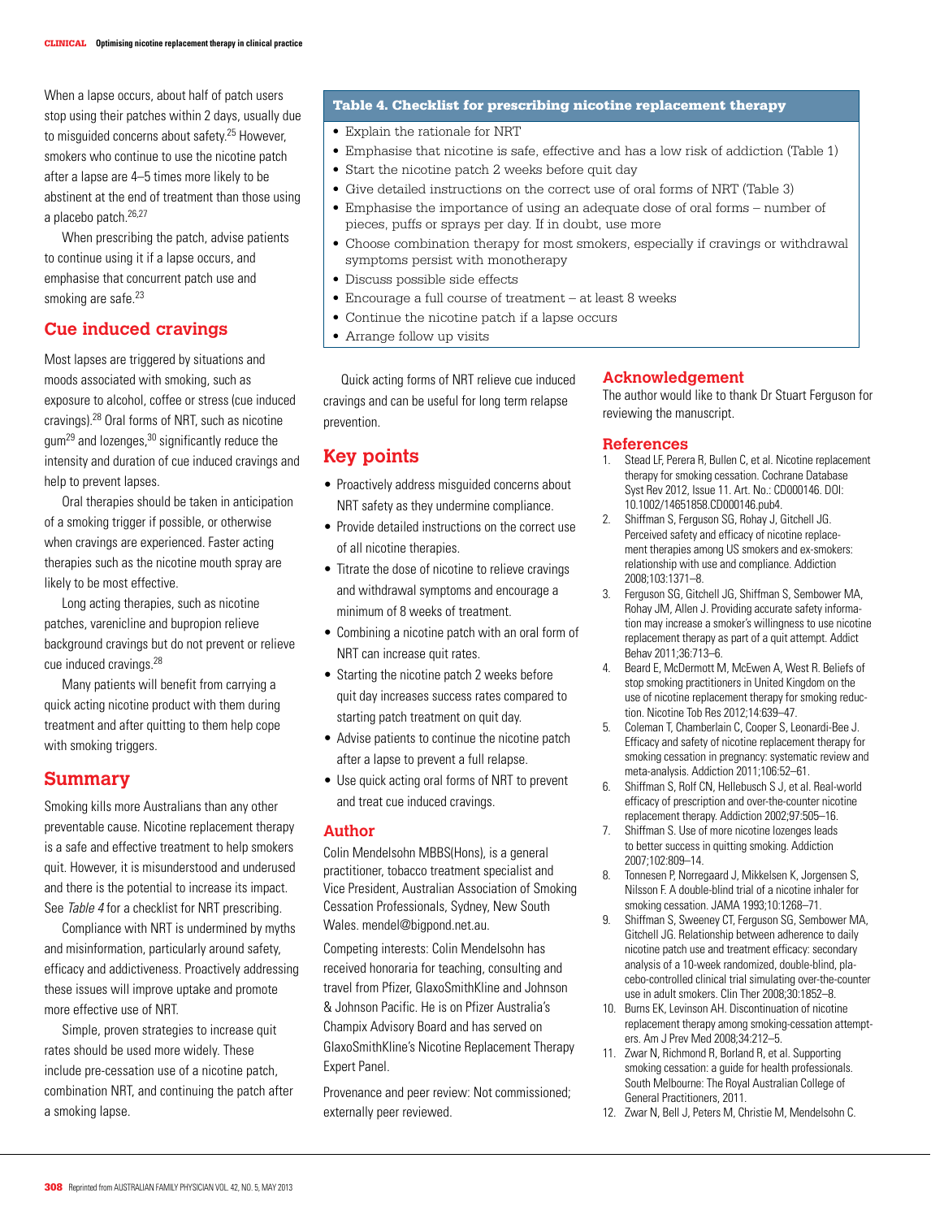When a lapse occurs, about half of patch users stop using their patches within 2 days, usually due to misguided concerns about safety.[25] However, smokers who continue to use the nicotine patch after a lapse are 4–5 times more likely to be abstinent at the end of treatment than those using a placebo patch.[26,27]

When prescribing the patch, advise patients to continue using it if a lapse occurs, and emphasise that concurrent patch use and smoking are safe.[23]

## Cue induced cravings

Most lapses are triggered by situations and moods associated with smoking, such as exposure to alcohol, coffee or stress (cue induced cravings).[28] Oral forms of NRT, such as nicotine gum[29] and lozenges,[30] significantly reduce the intensity and duration of cue induced cravings and help to prevent lapses.

Oral therapies should be taken in anticipation of a smoking trigger if possible, or otherwise when cravings are experienced. Faster acting therapies such as the nicotine mouth spray are likely to be most effective.

Long acting therapies, such as nicotine patches, varenicline and bupropion relieve background cravings but do not prevent or relieve cue induced cravings.[28]

Many patients will benefit from carrying a quick acting nicotine product with them during treatment and after quitting to them help cope with smoking triggers.

**Table 4. Checklist for prescribing nicotine replacement therapy**

- Explain the rationale for NRT
- Emphasise that nicotine is safe, effective and has a low risk of addiction (Table 1)
- Start the nicotine patch 2 weeks before quit day
- Give detailed instructions on the correct use of oral forms of NRT (Table 3)
- Emphasise the importance of using an adequate dose of oral forms – number of pieces, puffs or sprays per day. If in doubt, use more
- Choose combination therapy for most smokers, especially if cravings or withdrawal symptoms persist with monotherapy
- Discuss possible side effects
- Encourage a full course of treatment – at least 8 weeks
- Continue the nicotine patch if a lapse occurs
- Arrange follow up visits

Quick acting forms of NRT relieve cue induced cravings and can be useful for long term relapse prevention.

## Summary

Smoking kills more Australians than any other preventable cause. Nicotine replacement therapy is a safe and effective treatment to help smokers quit. However, it is misunderstood and underused and there is the potential to increase its impact. See *Table 4* for a checklist for NRT prescribing.

Compliance with NRT is undermined by myths and misinformation, particularly around safety, efficacy and addictiveness. Proactively addressing these issues will improve uptake and promote more effective use of NRT.

Simple, proven strategies to increase quit rates should be used more widely. These include pre-cessation use of a nicotine patch, combination NRT, and continuing the patch after a smoking lapse.

## Key points

- Proactively address misguided concerns about NRT safety as they undermine compliance.
- Provide detailed instructions on the correct use of all nicotine therapies.
- Titrate the dose of nicotine to relieve cravings and withdrawal symptoms and encourage a minimum of 8 weeks of treatment.
- Combining a nicotine patch with an oral form of NRT can increase quit rates.
- Starting the nicotine patch 2 weeks before quit day increases success rates compared to starting patch treatment on quit day.
- Advise patients to continue the nicotine patch after a lapse to prevent a full relapse.
- Use quick acting oral forms of NRT to prevent and treat cue induced cravings.

## Author

Colin Mendelsohn MBBS(Hons), is a general practitioner, tobacco treatment specialist and Vice President, Australian Association of Smoking Cessation Professionals, Sydney, New South Wales. mendel@bigpond.net.au.

Competing interests: Colin Mendelsohn has received honoraria for teaching, consulting and travel from Pfizer, GlaxoSmithKline and Johnson & Johnson Pacific. He is on Pfizer Australia's Champix Advisory Board and has served on GlaxoSmithKline's Nicotine Replacement Therapy Expert Panel.

Provenance and peer review: Not commissioned; externally peer reviewed.

## Acknowledgement

The author would like to thank Dr Stuart Ferguson for reviewing the manuscript.

## References

1. Stead LF, Perera R, Bullen C, et al. Nicotine replacement therapy for smoking cessation. Cochrane Database Syst Rev 2012, Issue 11. Art. No.: CD000146. DOI: 10.1002/14651858.CD000146.pub4.
2. Shiffman S, Ferguson SG, Rohay J, Gitchell JG. Perceived safety and efficacy of nicotine replacement therapies among US smokers and ex-smokers: relationship with use and compliance. Addiction 2008;103:1371–8.
3. Ferguson SG, Gitchell JG, Shiffman S, Sembower MA, Rohay JM, Allen J. Providing accurate safety information may increase a smoker's willingness to use nicotine replacement therapy as part of a quit attempt. Addict Behav 2011;36:713–6.
4. Beard E, McDermott M, McEwen A, West R. Beliefs of stop smoking practitioners in United Kingdom on the use of nicotine replacement therapy for smoking reduction. Nicotine Tob Res 2012;14:639–47.
5. Coleman T, Chamberlain C, Cooper S, Leonardi-Bee J. Efficacy and safety of nicotine replacement therapy for smoking cessation in pregnancy: systematic review and meta-analysis. Addiction 2011;106:52–61.
6. Shiffman S, Rolf CN, Hellebusch S J, et al. Real-world efficacy of prescription and over-the-counter nicotine replacement therapy. Addiction 2002;97:505–16.
7. Shiffman S. Use of more nicotine lozenges leads to better success in quitting smoking. Addiction 2007;102:809–14.
8. Tonnesen P, Norregaard J, Mikkelsen K, Jorgensen S, Nilsson F. A double-blind trial of a nicotine inhaler for smoking cessation. JAMA 1993;10:1268–71.
9. Shiffman S, Sweeney CT, Ferguson SG, Sembower MA, Gitchell JG. Relationship between adherence to daily nicotine patch use and treatment efficacy: secondary analysis of a 10-week randomized, double-blind, placebo-controlled clinical trial simulating over-the-counter use in adult smokers. Clin Ther 2008;30:1852–8.
10. Burns EK, Levinson AH. Discontinuation of nicotine replacement therapy among smoking-cessation attempters. Am J Prev Med 2008;34:212–5.
11. Zwar N, Richmond R, Borland R, et al. Supporting smoking cessation: a guide for health professionals. South Melbourne: The Royal Australian College of General Practitioners, 2011.
12. Zwar N, Bell J, Peters M, Christie M, Mendelsohn C.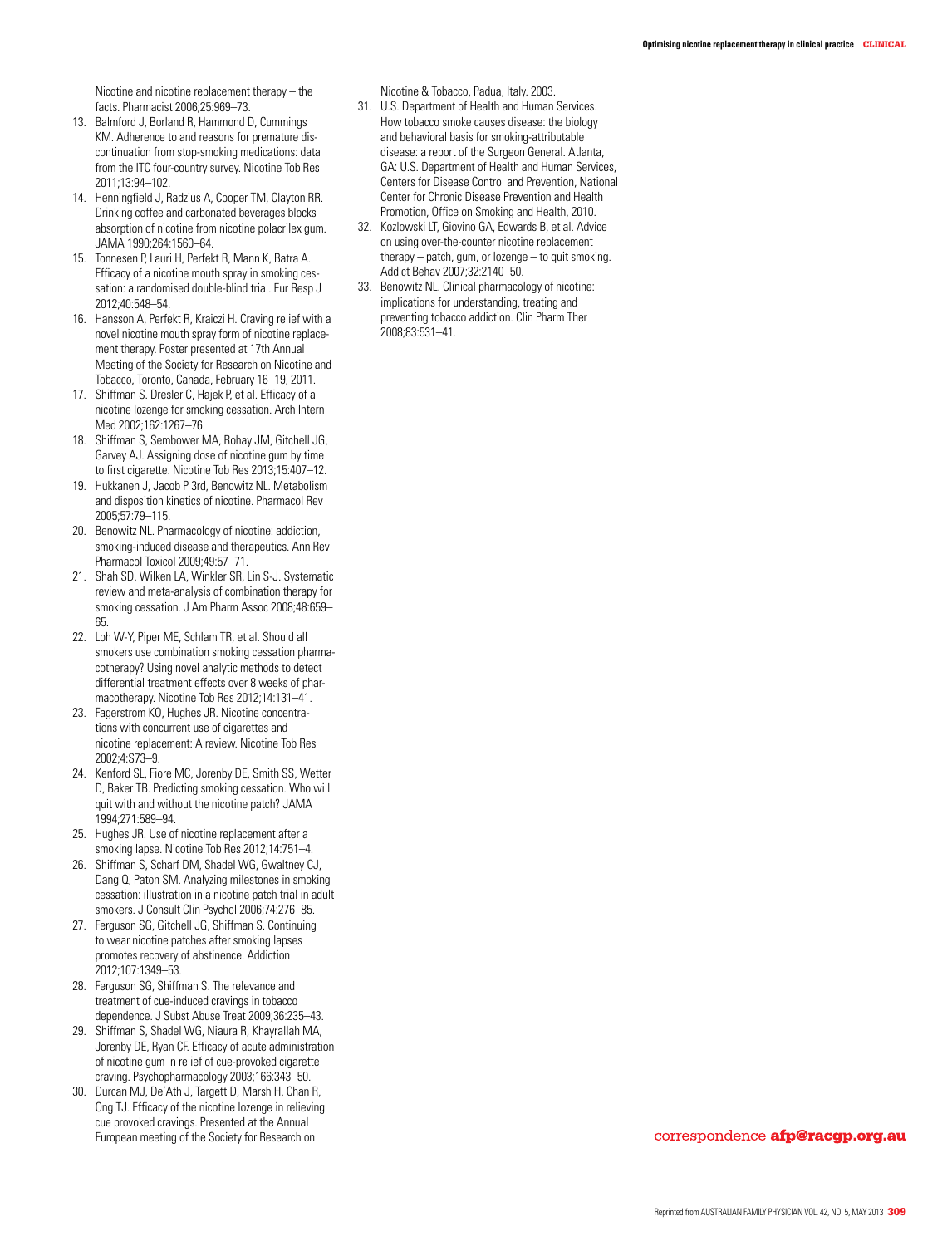Nicotine and nicotine replacement therapy – the facts. Pharmacist 2006;25:969–73.

13. Balmford J, Borland R, Hammond D, Cummings KM. Adherence to and reasons for premature discontinuation from stop-smoking medications: data from the ITC four-country survey. Nicotine Tob Res 2011;13:94–102.
14. Henningfield J, Radzius A, Cooper TM, Clayton RR. Drinking coffee and carbonated beverages blocks absorption of nicotine from nicotine polacrilex gum. JAMA 1990;264:1560–64.
15. Tonnesen P, Lauri H, Perfekt R, Mann K, Batra A. Efficacy of a nicotine mouth spray in smoking cessation: a randomised double-blind trial. Eur Resp J 2012;40:548–54.
16. Hansson A, Perfekt R, Kraiczi H. Craving relief with a novel nicotine mouth spray form of nicotine replacement therapy. Poster presented at 17th Annual Meeting of the Society for Research on Nicotine and Tobacco, Toronto, Canada, February 16–19, 2011.
17. Shiffman S. Dresler C, Hajek P, et al. Efficacy of a nicotine lozenge for smoking cessation. Arch Intern Med 2002;162:1267–76.
18. Shiffman S, Sembower MA, Rohay JM, Gitchell JG, Garvey AJ. Assigning dose of nicotine gum by time to first cigarette. Nicotine Tob Res 2013;15:407–12.
19. Hukkanen J, Jacob P 3rd, Benowitz NL. Metabolism and disposition kinetics of nicotine. Pharmacol Rev 2005;57:79–115.
20. Benowitz NL. Pharmacology of nicotine: addiction, smoking-induced disease and therapeutics. Ann Rev Pharmacol Toxicol 2009;49:57–71.
21. Shah SD, Wilken LA, Winkler SR, Lin S-J. Systematic review and meta-analysis of combination therapy for smoking cessation. J Am Pharm Assoc 2008;48:659–65.
22. Loh W-Y, Piper ME, Schlam TR, et al. Should all smokers use combination smoking cessation pharmacotherapy? Using novel analytic methods to detect differential treatment effects over 8 weeks of pharmacotherapy. Nicotine Tob Res 2012;14:131–41.
23. Fagerstrom KO, Hughes JR. Nicotine concentrations with concurrent use of cigarettes and nicotine replacement: A review. Nicotine Tob Res 2002;4:S73–9.
24. Kenford SL, Fiore MC, Jorenby DE, Smith SS, Wetter D, Baker TB. Predicting smoking cessation. Who will quit with and without the nicotine patch? JAMA 1994;271:589–94.
25. Hughes JR. Use of nicotine replacement after a smoking lapse. Nicotine Tob Res 2012;14:751–4.
26. Shiffman S, Scharf DM, Shadel WG, Gwaltney CJ, Dang Q, Paton SM. Analyzing milestones in smoking cessation: illustration in a nicotine patch trial in adult smokers. J Consult Clin Psychol 2006;74:276–85.
27. Ferguson SG, Gitchell JG, Shiffman S. Continuing to wear nicotine patches after smoking lapses promotes recovery of abstinence. Addiction 2012;107:1349–53.
28. Ferguson SG, Shiffman S. The relevance and treatment of cue-induced cravings in tobacco dependence. J Subst Abuse Treat 2009;36:235–43.
29. Shiffman S, Shadel WG, Niaura R, Khayrallah MA, Jorenby DE, Ryan CF. Efficacy of acute administration of nicotine gum in relief of cue-provoked cigarette craving. Psychopharmacology 2003;166:343–50.
30. Durcan MJ, De'Ath J, Targett D, Marsh H, Chan R, Ong TJ. Efficacy of the nicotine lozenge in relieving cue provoked cravings. Presented at the Annual European meeting of the Society for Research on Nicotine & Tobacco, Padua, Italy. 2003.
31. U.S. Department of Health and Human Services. How tobacco smoke causes disease: the biology and behavioral basis for smoking-attributable disease: a report of the Surgeon General. Atlanta, GA: U.S. Department of Health and Human Services, Centers for Disease Control and Prevention, National Center for Chronic Disease Prevention and Health Promotion, Office on Smoking and Health, 2010.
32. Kozlowski LT, Giovino GA, Edwards B, et al. Advice on using over-the-counter nicotine replacement therapy – patch, gum, or lozenge – to quit smoking. Addict Behav 2007;32:2140–50.
33. Benowitz NL. Clinical pharmacology of nicotine: implications for understanding, treating and preventing tobacco addiction. Clin Pharm Ther 2008;83:531–41.

correspondence **afp@racgp.org.au**